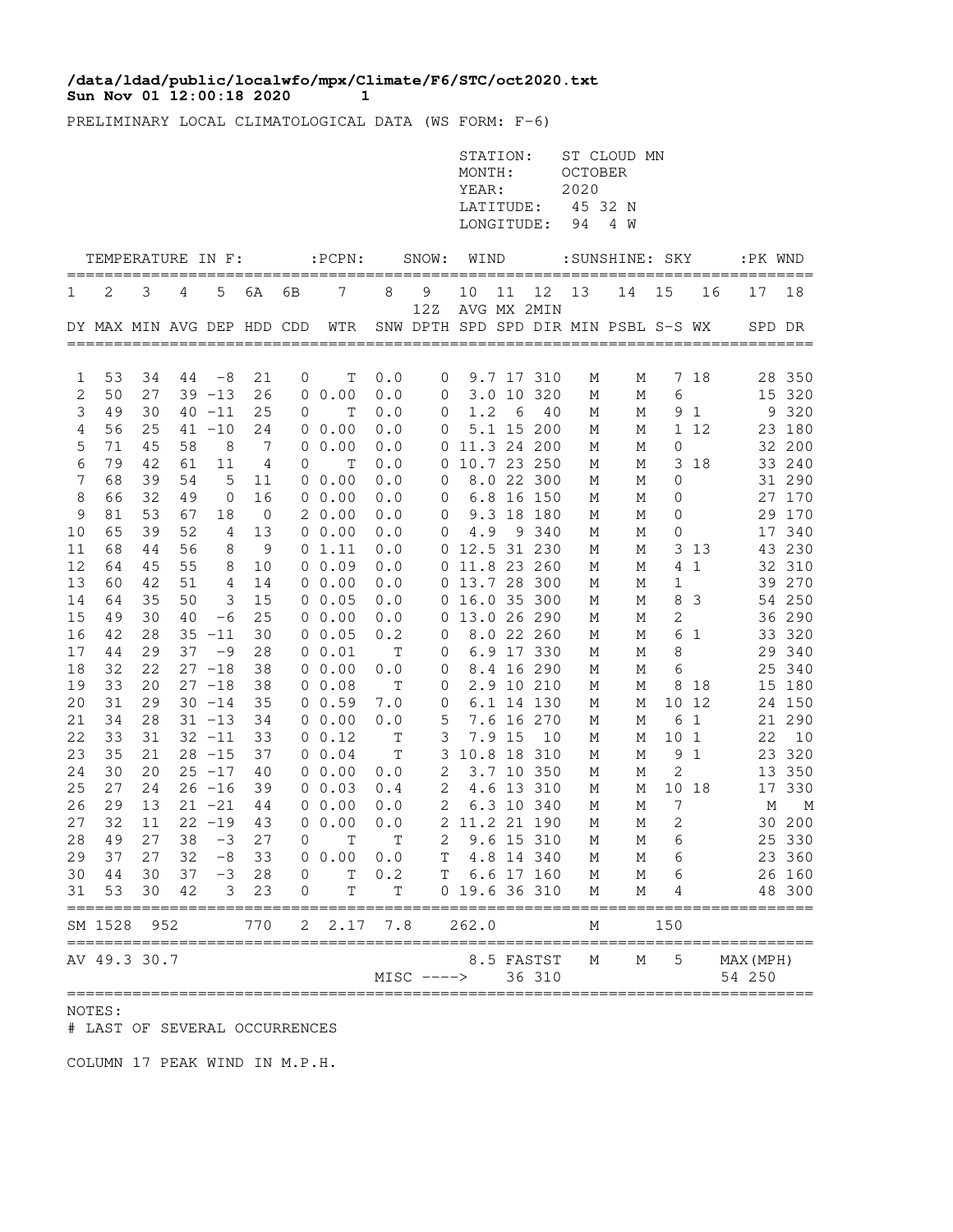**/data/ldad/public/localwfo/mpx/Climate/F6/STC/oct2020.txt**
**Sun Nov 01 12:00:18 2020 1**

PRELIMINARY LOCAL CLIMATOLOGICAL DATA (WS FORM: F-6)

STATION: ST CLOUD MN
MONTH: OCTOBER
YEAR: 2020
LATITUDE: 45 32 N
LONGITUDE: 94 4 W

| TEMPERATURE IN F: | | | | | | | :PCPN: | SNOW: | | WIND | | | :SUNSHINE: | | SKY | | :PK WND | |
|---|---|---|---|---|---|---|---|---|---|---|---|---|---|---|---|---|---|---|
| 1 | 2 | 3 | 4 | 5 | 6A | 6B | 7 | 8 | 9 12Z | 10 AVG | 11 MX | 12 2MIN | 13 | 14 | 15 | 16 | 17 | 18 |
| DY | MAX | MIN | AVG | DEP | HDD | CDD | WTR | SNW | DPTH | SPD | SPD | DIR | MIN | PSBL | S-S | WX | SPD | DR |
| 1 | 53 | 34 | 44 | -8 | 21 | 0 | T | 0.0 | 0 | 9.7 | 17 | 310 | M | M | 7 | 18 | 28 | 350 |
| 2 | 50 | 27 | 39 | -13 | 26 | 0 | 0.00 | 0.0 | 0 | 3.0 | 10 | 320 | M | M | 6 | | 15 | 320 |
| 3 | 49 | 30 | 40 | -11 | 25 | 0 | T | 0.0 | 0 | 1.2 | 6 | 40 | M | M | 9 | 1 | 9 | 320 |
| 4 | 56 | 25 | 41 | -10 | 24 | 0 | 0.00 | 0.0 | 0 | 5.1 | 15 | 200 | M | M | 1 | 12 | 23 | 180 |
| 5 | 71 | 45 | 58 | 8 | 7 | 0 | 0.00 | 0.0 | 0 | 11.3 | 24 | 200 | M | M | 0 | | 32 | 200 |
| 6 | 79 | 42 | 61 | 11 | 4 | 0 | T | 0.0 | 0 | 10.7 | 23 | 250 | M | M | 3 | 18 | 33 | 240 |
| 7 | 68 | 39 | 54 | 5 | 11 | 0 | 0.00 | 0.0 | 0 | 8.0 | 22 | 300 | M | M | 0 | | 31 | 290 |
| 8 | 66 | 32 | 49 | 0 | 16 | 0 | 0.00 | 0.0 | 0 | 6.8 | 16 | 150 | M | M | 0 | | 27 | 170 |
| 9 | 81 | 53 | 67 | 18 | 0 | 2 | 0.00 | 0.0 | 0 | 9.3 | 18 | 180 | M | M | 0 | | 29 | 170 |
| 10 | 65 | 39 | 52 | 4 | 13 | 0 | 0.00 | 0.0 | 0 | 4.9 | 9 | 340 | M | M | 0 | | 17 | 340 |
| 11 | 68 | 44 | 56 | 8 | 9 | 0 | 1.11 | 0.0 | 0 | 12.5 | 31 | 230 | M | M | 3 | 13 | 43 | 230 |
| 12 | 64 | 45 | 55 | 8 | 10 | 0 | 0.09 | 0.0 | 0 | 11.8 | 23 | 260 | M | M | 4 | 1 | 32 | 310 |
| 13 | 60 | 42 | 51 | 4 | 14 | 0 | 0.00 | 0.0 | 0 | 13.7 | 28 | 300 | M | M | 1 | | 39 | 270 |
| 14 | 64 | 35 | 50 | 3 | 15 | 0 | 0.05 | 0.0 | 0 | 16.0 | 35 | 300 | M | M | 8 | 3 | 54 | 250 |
| 15 | 49 | 30 | 40 | -6 | 25 | 0 | 0.00 | 0.0 | 0 | 13.0 | 26 | 290 | M | M | 2 | | 36 | 290 |
| 16 | 42 | 28 | 35 | -11 | 30 | 0 | 0.05 | 0.2 | 0 | 8.0 | 22 | 260 | M | M | 6 | 1 | 33 | 320 |
| 17 | 44 | 29 | 37 | -9 | 28 | 0 | 0.01 | T | 0 | 6.9 | 17 | 330 | M | M | 8 | | 29 | 340 |
| 18 | 32 | 22 | 27 | -18 | 38 | 0 | 0.00 | 0.0 | 0 | 8.4 | 16 | 290 | M | M | 6 | | 25 | 340 |
| 19 | 33 | 20 | 27 | -18 | 38 | 0 | 0.08 | T | 0 | 2.9 | 10 | 210 | M | M | 8 | 18 | 15 | 180 |
| 20 | 31 | 29 | 30 | -14 | 35 | 0 | 0.59 | 7.0 | 0 | 6.1 | 14 | 130 | M | M | 10 | 12 | 24 | 150 |
| 21 | 34 | 28 | 31 | -13 | 34 | 0 | 0.00 | 0.0 | 5 | 7.6 | 16 | 270 | M | M | 6 | 1 | 21 | 290 |
| 22 | 33 | 31 | 32 | -11 | 33 | 0 | 0.12 | T | 3 | 7.9 | 15 | 10 | M | M | 10 | 1 | 22 | 10 |
| 23 | 35 | 21 | 28 | -15 | 37 | 0 | 0.04 | T | 3 | 10.8 | 18 | 310 | M | M | 9 | 1 | 23 | 320 |
| 24 | 30 | 20 | 25 | -17 | 40 | 0 | 0.00 | 0.0 | 2 | 3.7 | 10 | 350 | M | M | 2 | | 13 | 350 |
| 25 | 27 | 24 | 26 | -16 | 39 | 0 | 0.03 | 0.4 | 2 | 4.6 | 13 | 310 | M | M | 10 | 18 | 17 | 330 |
| 26 | 29 | 13 | 21 | -21 | 44 | 0 | 0.00 | 0.0 | 2 | 6.3 | 10 | 340 | M | M | 7 | | M | M |
| 27 | 32 | 11 | 22 | -19 | 43 | 0 | 0.00 | 0.0 | 2 | 11.2 | 21 | 190 | M | M | 2 | | 30 | 200 |
| 28 | 49 | 27 | 38 | -3 | 27 | 0 | T | T | 2 | 9.6 | 15 | 310 | M | M | 6 | | 25 | 330 |
| 29 | 37 | 27 | 32 | -8 | 33 | 0 | 0.00 | 0.0 | T | 4.8 | 14 | 340 | M | M | 6 | | 23 | 360 |
| 30 | 44 | 30 | 37 | -3 | 28 | 0 | T | 0.2 | T | 6.6 | 17 | 160 | M | M | 6 | | 26 | 160 |
| 31 | 53 | 30 | 42 | 3 | 23 | 0 | T | T | 0 | 19.6 | 36 | 310 | M | M | 4 | | 48 | 300 |
| SM | 1528 | 952 | | | 770 | 2 | 2.17 | 7.8 | | 262.0 | | | M | | 150 | | | |
| AV | 49.3 | 30.7 | | | | | | | | 8.5 | FASTST | | M | M | 5 | | MAX(MPH) | |
| | | | | | | | | MISC ----> | | | 36 | 310 | | | | | 54 | 250 |

NOTES:
# LAST OF SEVERAL OCCURRENCES

COLUMN 17 PEAK WIND IN M.P.H.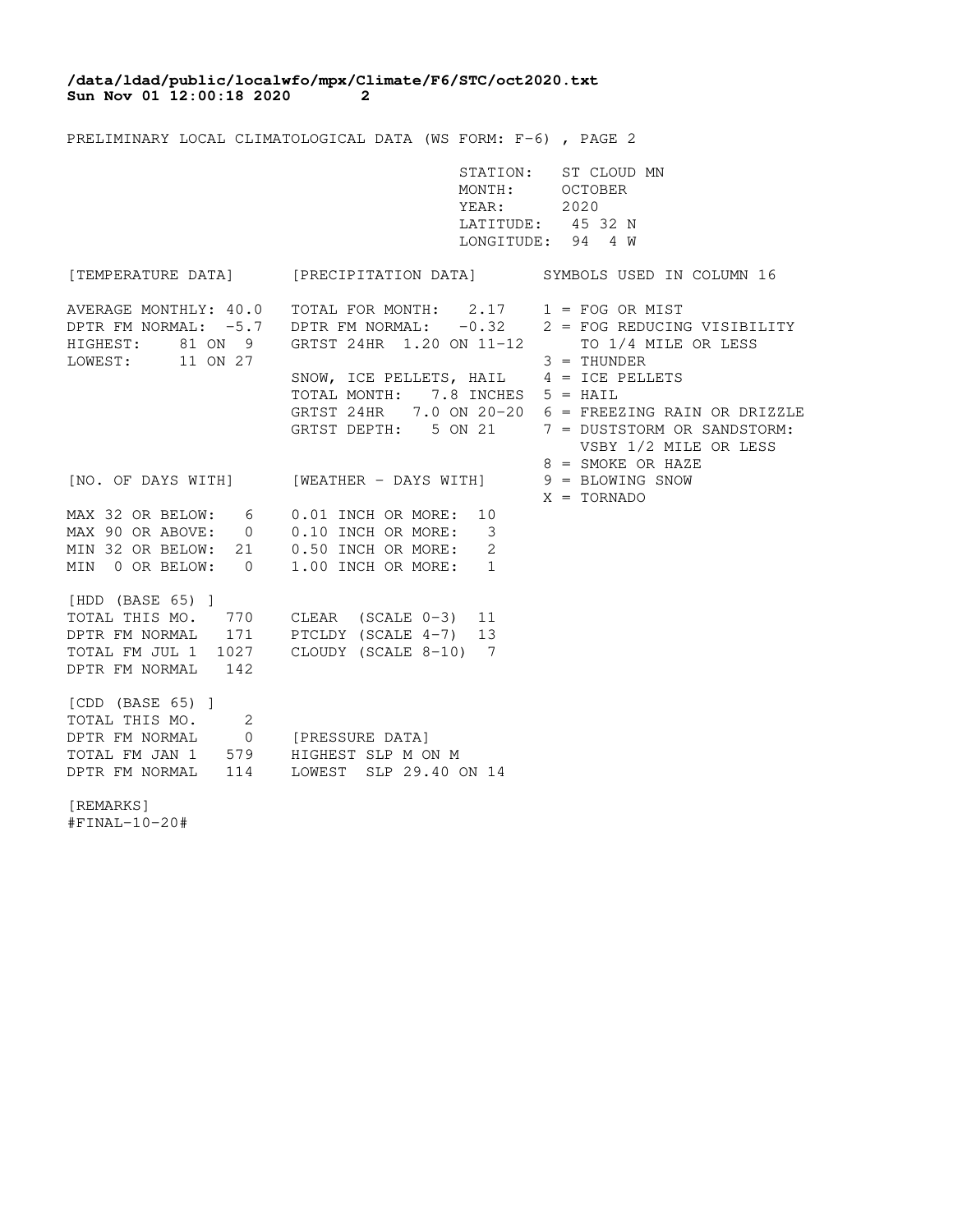/data/ldad/public/localwfo/mpx/Climate/F6/STC/oct2020.txt
**Sun Nov 01 12:00:18 2020**

PRELIMINARY LOCAL CLIMATOLOGICAL DATA (WS FORM: F-6) , PAGE 2

```
                                          STATION:   ST CLOUD MN
                                          MONTH:     OCTOBER
                                          YEAR:      2020
                                          LATITUDE:   45 32 N
                                          LONGITUDE:  94  4 W

[TEMPERATURE DATA]      [PRECIPITATION DATA]       SYMBOLS USED IN COLUMN 16

AVERAGE MONTHLY: 40.0   TOTAL FOR MONTH:   2.17    1 = FOG OR MIST
DPTR FM NORMAL:  -5.7   DPTR FM NORMAL:   -0.32    2 = FOG REDUCING VISIBILITY
HIGHEST:    81 ON  9    GRTST 24HR  1.20 ON 11-12      TO 1/4 MILE OR LESS
LOWEST:     11 ON 27                               3 = THUNDER
                        SNOW, ICE PELLETS, HAIL    4 = ICE PELLETS
                        TOTAL MONTH:   7.8 INCHES  5 = HAIL
                        GRTST 24HR   7.0 ON 20-20  6 = FREEZING RAIN OR DRIZZLE
                        GRTST DEPTH:   5 ON 21     7 = DUSTSTORM OR SANDSTORM:
                                                       VSBY 1/2 MILE OR LESS
                                                   8 = SMOKE OR HAZE
[NO. OF DAYS WITH]      [WEATHER - DAYS WITH]      9 = BLOWING SNOW
                                                   X = TORNADO
MAX 32 OR BELOW:   6    0.01 INCH OR MORE:  10
MAX 90 OR ABOVE:   0    0.10 INCH OR MORE:   3
MIN 32 OR BELOW:  21    0.50 INCH OR MORE:   2
MIN  0 OR BELOW:   0    1.00 INCH OR MORE:   1

[HDD (BASE 65) ]
TOTAL THIS MO.   770    CLEAR  (SCALE 0-3)  11
DPTR FM NORMAL   171    PTCLDY (SCALE 4-7)  13
TOTAL FM JUL 1  1027    CLOUDY (SCALE 8-10)  7
DPTR FM NORMAL   142

[CDD (BASE 65) ]
TOTAL THIS MO.     2
DPTR FM NORMAL     0    [PRESSURE DATA]
TOTAL FM JAN 1   579    HIGHEST SLP M ON M
DPTR FM NORMAL   114    LOWEST  SLP 29.40 ON 14

[REMARKS]
#FINAL-10-20#
```